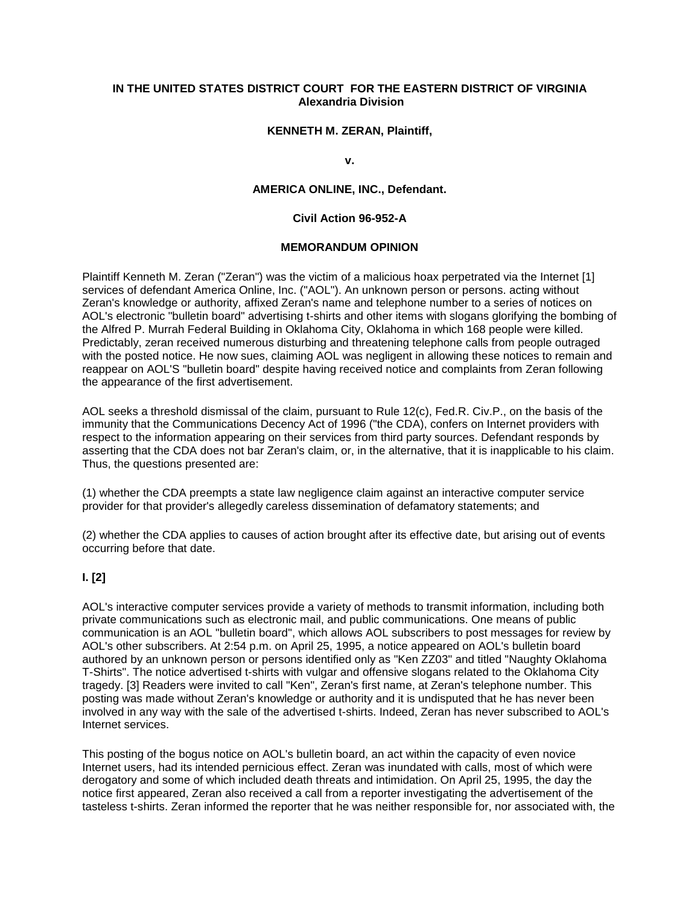**IN THE UNITED STATES DISTRICT COURT FOR THE EASTERN DISTRICT OF VIRGINIA Alexandria Division**

**KENNETH M. ZERAN, Plaintiff,**

**v.**

**AMERICA ONLINE, INC., Defendant.**

**Civil Action 96-952-A**

**MEMORANDUM OPINION**

Plaintiff Kenneth M. Zeran ("Zeran") was the victim of a malicious hoax perpetrated via the Internet [1] services of defendant America Online, Inc. ("AOL"). An unknown person or persons. acting without Zeran's knowledge or authority, affixed Zeran's name and telephone number to a series of notices on AOL's electronic "bulletin board" advertising t-shirts and other items with slogans glorifying the bombing of the Alfred P. Murrah Federal Building in Oklahoma City, Oklahoma in which 168 people were killed. Predictably, zeran received numerous disturbing and threatening telephone calls from people outraged with the posted notice. He now sues, claiming AOL was negligent in allowing these notices to remain and reappear on AOL'S "bulletin board" despite having received notice and complaints from Zeran following the appearance of the first advertisement.

AOL seeks a threshold dismissal of the claim, pursuant to Rule 12(c), Fed.R. Civ.P., on the basis of the immunity that the Communications Decency Act of 1996 ("the CDA), confers on Internet providers with respect to the information appearing on their services from third party sources. Defendant responds by asserting that the CDA does not bar Zeran's claim, or, in the alternative, that it is inapplicable to his claim. Thus, the questions presented are:

(1) whether the CDA preempts a state law negligence claim against an interactive computer service provider for that provider's allegedly careless dissemination of defamatory statements; and

(2) whether the CDA applies to causes of action brought after its effective date, but arising out of events occurring before that date.

**I. [2]**

AOL's interactive computer services provide a variety of methods to transmit information, including both private communications such as electronic mail, and public communications. One means of public communication is an AOL "bulletin board", which allows AOL subscribers to post messages for review by AOL's other subscribers. At 2:54 p.m. on April 25, 1995, a notice appeared on AOL's bulletin board authored by an unknown person or persons identified only as "Ken ZZ03" and titled "Naughty Oklahoma T-Shirts". The notice advertised t-shirts with vulgar and offensive slogans related to the Oklahoma City tragedy. [3] Readers were invited to call "Ken", Zeran's first name, at Zeran's telephone number. This posting was made without Zeran's knowledge or authority and it is undisputed that he has never been involved in any way with the sale of the advertised t-shirts. Indeed, Zeran has never subscribed to AOL's Internet services.

This posting of the bogus notice on AOL's bulletin board, an act within the capacity of even novice Internet users, had its intended pernicious effect. Zeran was inundated with calls, most of which were derogatory and some of which included death threats and intimidation. On April 25, 1995, the day the notice first appeared, Zeran also received a call from a reporter investigating the advertisement of the tasteless t-shirts. Zeran informed the reporter that he was neither responsible for, nor associated with, the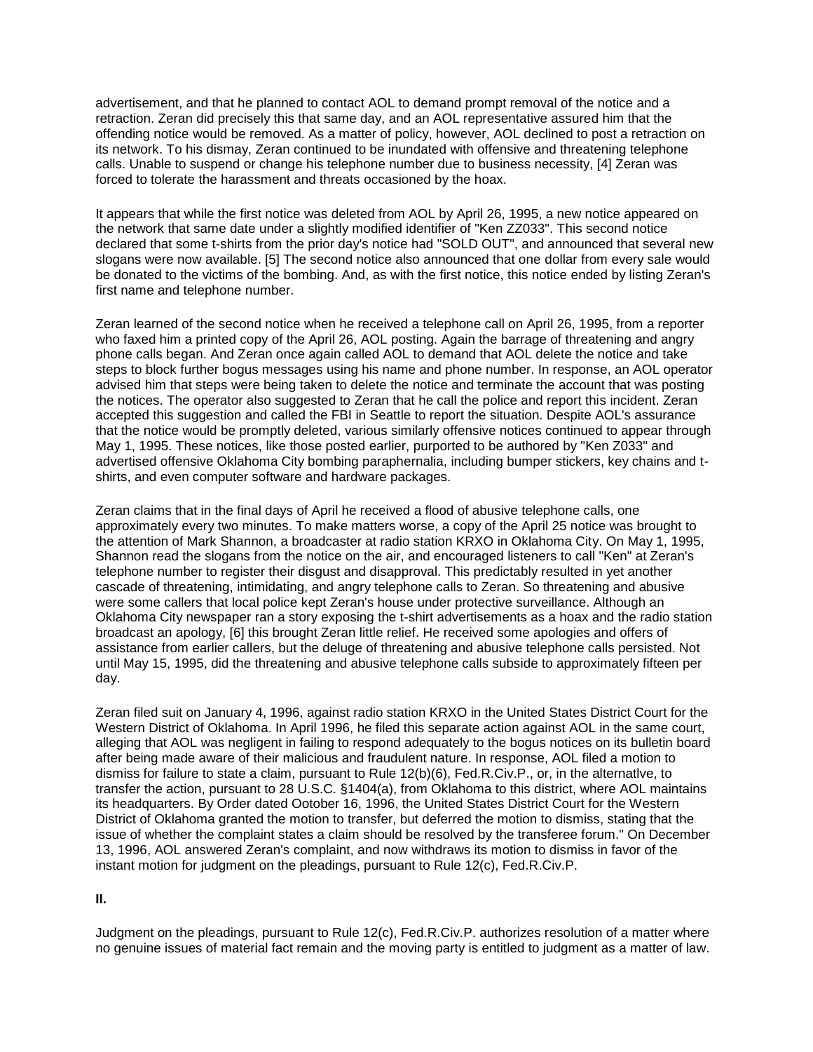advertisement, and that he planned to contact AOL to demand prompt removal of the notice and a retraction. Zeran did precisely this that same day, and an AOL representative assured him that the offending notice would be removed. As a matter of policy, however, AOL declined to post a retraction on its network. To his dismay, Zeran continued to be inundated with offensive and threatening telephone calls. Unable to suspend or change his telephone number due to business necessity, [4] Zeran was forced to tolerate the harassment and threats occasioned by the hoax.

It appears that while the first notice was deleted from AOL by April 26, 1995, a new notice appeared on the network that same date under a slightly modified identifier of "Ken ZZ033". This second notice declared that some t-shirts from the prior day's notice had "SOLD OUT", and announced that several new slogans were now available. [5] The second notice also announced that one dollar from every sale would be donated to the victims of the bombing. And, as with the first notice, this notice ended by listing Zeran's first name and telephone number.

Zeran learned of the second notice when he received a telephone call on April 26, 1995, from a reporter who faxed him a printed copy of the April 26, AOL posting. Again the barrage of threatening and angry phone calls began. And Zeran once again called AOL to demand that AOL delete the notice and take steps to block further bogus messages using his name and phone number. In response, an AOL operator advised him that steps were being taken to delete the notice and terminate the account that was posting the notices. The operator also suggested to Zeran that he call the police and report this incident. Zeran accepted this suggestion and called the FBI in Seattle to report the situation. Despite AOL's assurance that the notice would be promptly deleted, various similarly offensive notices continued to appear through May 1, 1995. These notices, like those posted earlier, purported to be authored by "Ken Z033" and advertised offensive Oklahoma City bombing paraphernalia, including bumper stickers, key chains and t-shirts, and even computer software and hardware packages.

Zeran claims that in the final days of April he received a flood of abusive telephone calls, one approximately every two minutes. To make matters worse, a copy of the April 25 notice was brought to the attention of Mark Shannon, a broadcaster at radio station KRXO in Oklahoma City. On May 1, 1995, Shannon read the slogans from the notice on the air, and encouraged listeners to call "Ken" at Zeran's telephone number to register their disgust and disapproval. This predictably resulted in yet another cascade of threatening, intimidating, and angry telephone calls to Zeran. So threatening and abusive were some callers that local police kept Zeran's house under protective surveillance. Although an Oklahoma City newspaper ran a story exposing the t-shirt advertisements as a hoax and the radio station broadcast an apology, [6] this brought Zeran little relief. He received some apologies and offers of assistance from earlier callers, but the deluge of threatening and abusive telephone calls persisted. Not until May 15, 1995, did the threatening and abusive telephone calls subside to approximately fifteen per day.

Zeran filed suit on January 4, 1996, against radio station KRXO in the United States District Court for the Western District of Oklahoma. In April 1996, he filed this separate action against AOL in the same court, alleging that AOL was negligent in failing to respond adequately to the bogus notices on its bulletin board after being made aware of their malicious and fraudulent nature. In response, AOL filed a motion to dismiss for failure to state a claim, pursuant to Rule 12(b)(6), Fed.R.Civ.P., or, in the alternatlve, to transfer the action, pursuant to 28 U.S.C. §1404(a), from Oklahoma to this district, where AOL maintains its headquarters. By Order dated Ootober 16, 1996, the United States District Court for the Western District of Oklahoma granted the motion to transfer, but deferred the motion to dismiss, stating that the issue of whether the complaint states a claim should be resolved by the transferee forum." On December 13, 1996, AOL answered Zeran's complaint, and now withdraws its motion to dismiss in favor of the instant motion for judgment on the pleadings, pursuant to Rule 12(c), Fed.R.Civ.P.

**II.**

Judgment on the pleadings, pursuant to Rule 12(c), Fed.R.Civ.P. authorizes resolution of a matter where no genuine issues of material fact remain and the moving party is entitled to judgment as a matter of law.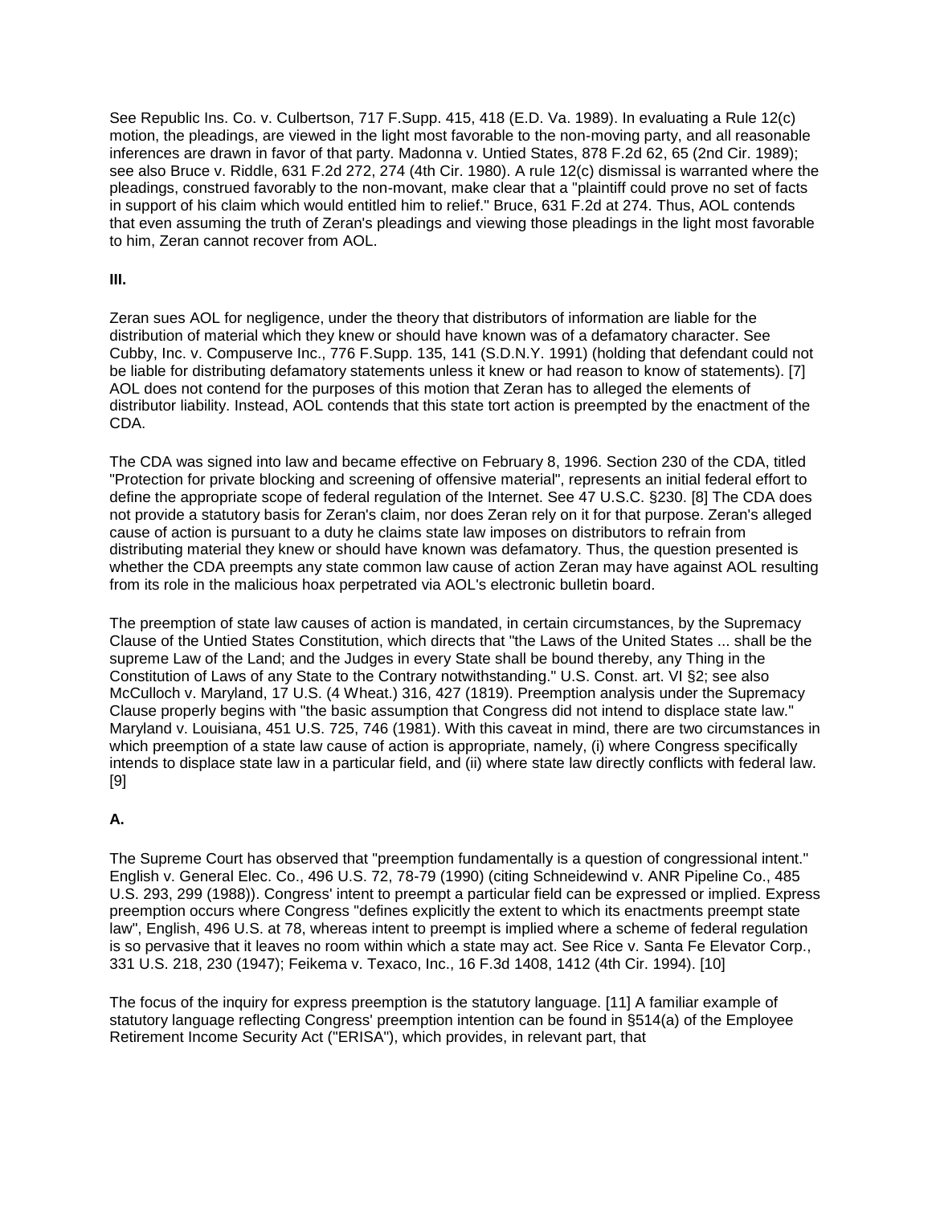See Republic Ins. Co. v. Culbertson, 717 F.Supp. 415, 418 (E.D. Va. 1989). In evaluating a Rule 12(c) motion, the pleadings, are viewed in the light most favorable to the non-moving party, and all reasonable inferences are drawn in favor of that party. Madonna v. Untied States, 878 F.2d 62, 65 (2nd Cir. 1989); see also Bruce v. Riddle, 631 F.2d 272, 274 (4th Cir. 1980). A rule 12(c) dismissal is warranted where the pleadings, construed favorably to the non-movant, make clear that a "plaintiff could prove no set of facts in support of his claim which would entitled him to relief." Bruce, 631 F.2d at 274. Thus, AOL contends that even assuming the truth of Zeran's pleadings and viewing those pleadings in the light most favorable to him, Zeran cannot recover from AOL.

**III.**

Zeran sues AOL for negligence, under the theory that distributors of information are liable for the distribution of material which they knew or should have known was of a defamatory character. See Cubby, Inc. v. Compuserve Inc., 776 F.Supp. 135, 141 (S.D.N.Y. 1991) (holding that defendant could not be liable for distributing defamatory statements unless it knew or had reason to know of statements). [7] AOL does not contend for the purposes of this motion that Zeran has to alleged the elements of distributor liability. Instead, AOL contends that this state tort action is preempted by the enactment of the CDA.

The CDA was signed into law and became effective on February 8, 1996. Section 230 of the CDA, titled "Protection for private blocking and screening of offensive material", represents an initial federal effort to define the appropriate scope of federal regulation of the Internet. See 47 U.S.C. §230. [8] The CDA does not provide a statutory basis for Zeran's claim, nor does Zeran rely on it for that purpose. Zeran's alleged cause of action is pursuant to a duty he claims state law imposes on distributors to refrain from distributing material they knew or should have known was defamatory. Thus, the question presented is whether the CDA preempts any state common law cause of action Zeran may have against AOL resulting from its role in the malicious hoax perpetrated via AOL's electronic bulletin board.

The preemption of state law causes of action is mandated, in certain circumstances, by the Supremacy Clause of the Untied States Constitution, which directs that "the Laws of the United States ... shall be the supreme Law of the Land; and the Judges in every State shall be bound thereby, any Thing in the Constitution of Laws of any State to the Contrary notwithstanding." U.S. Const. art. VI §2; see also McCulloch v. Maryland, 17 U.S. (4 Wheat.) 316, 427 (1819). Preemption analysis under the Supremacy Clause properly begins with "the basic assumption that Congress did not intend to displace state law." Maryland v. Louisiana, 451 U.S. 725, 746 (1981). With this caveat in mind, there are two circumstances in which preemption of a state law cause of action is appropriate, namely, (i) where Congress specifically intends to displace state law in a particular field, and (ii) where state law directly conflicts with federal law. [9]

**A.**

The Supreme Court has observed that "preemption fundamentally is a question of congressional intent." English v. General Elec. Co., 496 U.S. 72, 78-79 (1990) (citing Schneidewind v. ANR Pipeline Co., 485 U.S. 293, 299 (1988)). Congress' intent to preempt a particular field can be expressed or implied. Express preemption occurs where Congress "defines explicitly the extent to which its enactments preempt state law", English, 496 U.S. at 78, whereas intent to preempt is implied where a scheme of federal regulation is so pervasive that it leaves no room within which a state may act. See Rice v. Santa Fe Elevator Corp., 331 U.S. 218, 230 (1947); Feikema v. Texaco, Inc., 16 F.3d 1408, 1412 (4th Cir. 1994). [10]

The focus of the inquiry for express preemption is the statutory language. [11] A familiar example of statutory language reflecting Congress' preemption intention can be found in §514(a) of the Employee Retirement Income Security Act ("ERISA"), which provides, in relevant part, that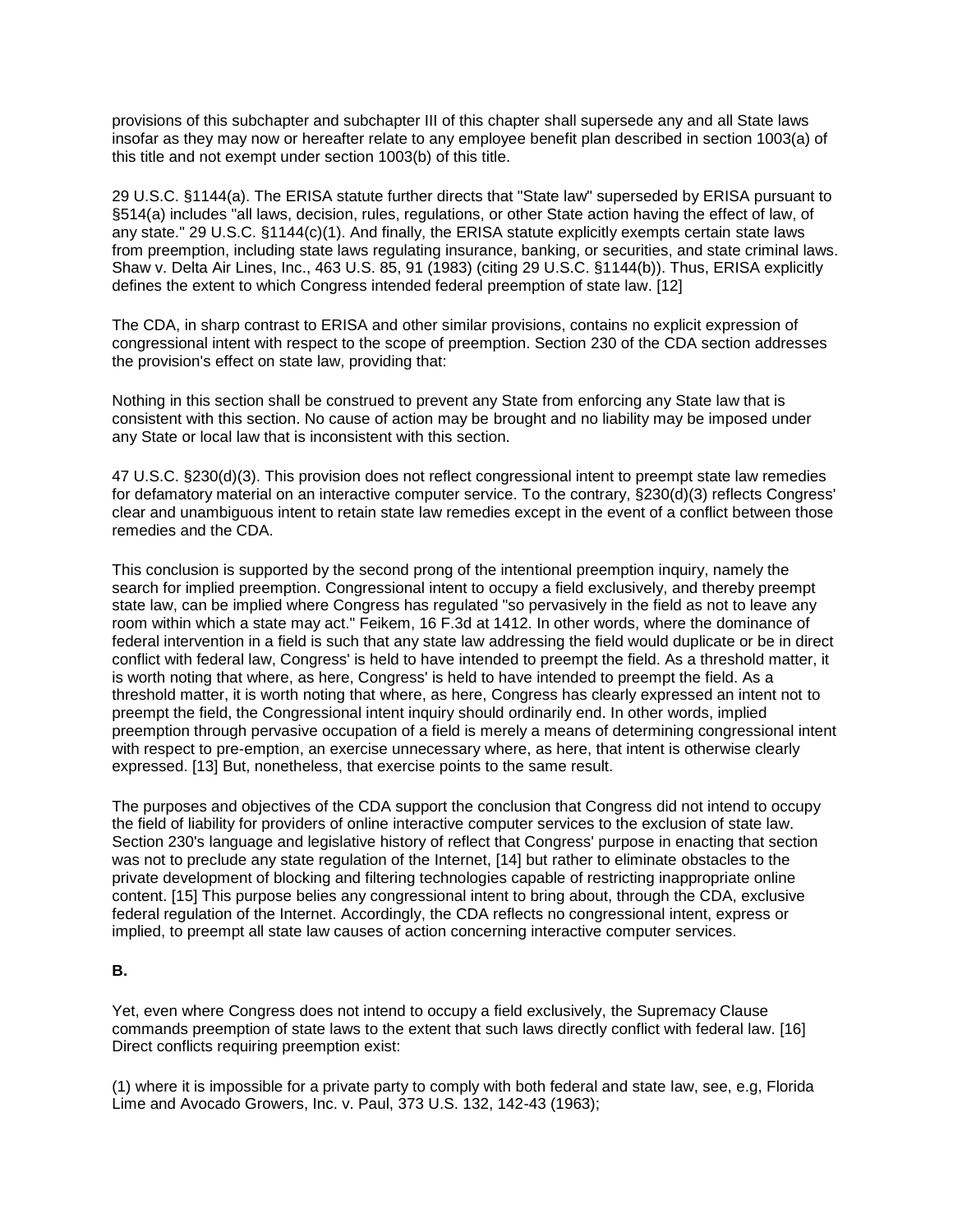provisions of this subchapter and subchapter III of this chapter shall supersede any and all State laws insofar as they may now or hereafter relate to any employee benefit plan described in section 1003(a) of this title and not exempt under section 1003(b) of this title.

29 U.S.C. §1144(a). The ERISA statute further directs that "State law" superseded by ERISA pursuant to §514(a) includes "all laws, decision, rules, regulations, or other State action having the effect of law, of any state." 29 U.S.C. §1144(c)(1). And finally, the ERISA statute explicitly exempts certain state laws from preemption, including state laws regulating insurance, banking, or securities, and state criminal laws. Shaw v. Delta Air Lines, Inc., 463 U.S. 85, 91 (1983) (citing 29 U.S.C. §1144(b)). Thus, ERISA explicitly defines the extent to which Congress intended federal preemption of state law. [12]

The CDA, in sharp contrast to ERISA and other similar provisions, contains no explicit expression of congressional intent with respect to the scope of preemption. Section 230 of the CDA section addresses the provision's effect on state law, providing that:

Nothing in this section shall be construed to prevent any State from enforcing any State law that is consistent with this section. No cause of action may be brought and no liability may be imposed under any State or local law that is inconsistent with this section.

47 U.S.C. §230(d)(3). This provision does not reflect congressional intent to preempt state law remedies for defamatory material on an interactive computer service. To the contrary, §230(d)(3) reflects Congress' clear and unambiguous intent to retain state law remedies except in the event of a conflict between those remedies and the CDA.

This conclusion is supported by the second prong of the intentional preemption inquiry, namely the search for implied preemption. Congressional intent to occupy a field exclusively, and thereby preempt state law, can be implied where Congress has regulated "so pervasively in the field as not to leave any room within which a state may act." Feikem, 16 F.3d at 1412. In other words, where the dominance of federal intervention in a field is such that any state law addressing the field would duplicate or be in direct conflict with federal law, Congress' is held to have intended to preempt the field. As a threshold matter, it is worth noting that where, as here, Congress' is held to have intended to preempt the field. As a threshold matter, it is worth noting that where, as here, Congress has clearly expressed an intent not to preempt the field, the Congressional intent inquiry should ordinarily end. In other words, implied preemption through pervasive occupation of a field is merely a means of determining congressional intent with respect to pre-emption, an exercise unnecessary where, as here, that intent is otherwise clearly expressed. [13] But, nonetheless, that exercise points to the same result.

The purposes and objectives of the CDA support the conclusion that Congress did not intend to occupy the field of liability for providers of online interactive computer services to the exclusion of state law. Section 230's language and legislative history of reflect that Congress' purpose in enacting that section was not to preclude any state regulation of the Internet, [14] but rather to eliminate obstacles to the private development of blocking and filtering technologies capable of restricting inappropriate online content. [15] This purpose belies any congressional intent to bring about, through the CDA, exclusive federal regulation of the Internet. Accordingly, the CDA reflects no congressional intent, express or implied, to preempt all state law causes of action concerning interactive computer services.

**B.**

Yet, even where Congress does not intend to occupy a field exclusively, the Supremacy Clause commands preemption of state laws to the extent that such laws directly conflict with federal law. [16] Direct conflicts requiring preemption exist:

(1) where it is impossible for a private party to comply with both federal and state law, see, e.g, Florida Lime and Avocado Growers, Inc. v. Paul, 373 U.S. 132, 142-43 (1963);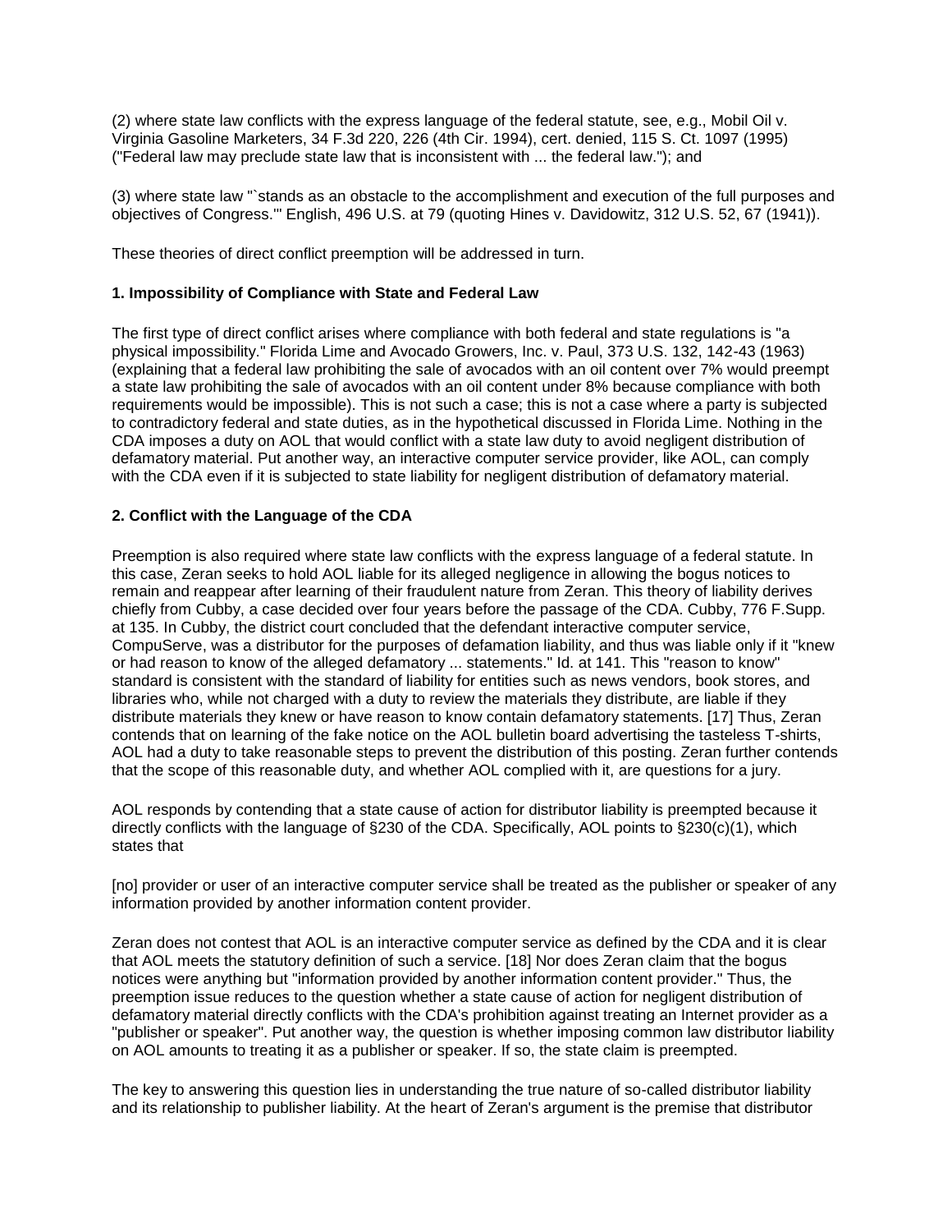(2) where state law conflicts with the express language of the federal statute, see, e.g., Mobil Oil v. Virginia Gasoline Marketers, 34 F.3d 220, 226 (4th Cir. 1994), cert. denied, 115 S. Ct. 1097 (1995) ("Federal law may preclude state law that is inconsistent with ... the federal law."); and

(3) where state law "`stands as an obstacle to the accomplishment and execution of the full purposes and objectives of Congress.'" English, 496 U.S. at 79 (quoting Hines v. Davidowitz, 312 U.S. 52, 67 (1941)).

These theories of direct conflict preemption will be addressed in turn.

**1. Impossibility of Compliance with State and Federal Law**

The first type of direct conflict arises where compliance with both federal and state regulations is "a physical impossibility." Florida Lime and Avocado Growers, Inc. v. Paul, 373 U.S. 132, 142-43 (1963) (explaining that a federal law prohibiting the sale of avocados with an oil content over 7% would preempt a state law prohibiting the sale of avocados with an oil content under 8% because compliance with both requirements would be impossible). This is not such a case; this is not a case where a party is subjected to contradictory federal and state duties, as in the hypothetical discussed in Florida Lime. Nothing in the CDA imposes a duty on AOL that would conflict with a state law duty to avoid negligent distribution of defamatory material. Put another way, an interactive computer service provider, like AOL, can comply with the CDA even if it is subjected to state liability for negligent distribution of defamatory material.

**2. Conflict with the Language of the CDA**

Preemption is also required where state law conflicts with the express language of a federal statute. In this case, Zeran seeks to hold AOL liable for its alleged negligence in allowing the bogus notices to remain and reappear after learning of their fraudulent nature from Zeran. This theory of liability derives chiefly from Cubby, a case decided over four years before the passage of the CDA. Cubby, 776 F.Supp. at 135. In Cubby, the district court concluded that the defendant interactive computer service, CompuServe, was a distributor for the purposes of defamation liability, and thus was liable only if it "knew or had reason to know of the alleged defamatory ... statements." Id. at 141. This "reason to know" standard is consistent with the standard of liability for entities such as news vendors, book stores, and libraries who, while not charged with a duty to review the materials they distribute, are liable if they distribute materials they knew or have reason to know contain defamatory statements. [17] Thus, Zeran contends that on learning of the fake notice on the AOL bulletin board advertising the tasteless T-shirts, AOL had a duty to take reasonable steps to prevent the distribution of this posting. Zeran further contends that the scope of this reasonable duty, and whether AOL complied with it, are questions for a jury.

AOL responds by contending that a state cause of action for distributor liability is preempted because it directly conflicts with the language of §230 of the CDA. Specifically, AOL points to §230(c)(1), which states that

[no] provider or user of an interactive computer service shall be treated as the publisher or speaker of any information provided by another information content provider.

Zeran does not contest that AOL is an interactive computer service as defined by the CDA and it is clear that AOL meets the statutory definition of such a service. [18] Nor does Zeran claim that the bogus notices were anything but "information provided by another information content provider." Thus, the preemption issue reduces to the question whether a state cause of action for negligent distribution of defamatory material directly conflicts with the CDA's prohibition against treating an Internet provider as a "publisher or speaker". Put another way, the question is whether imposing common law distributor liability on AOL amounts to treating it as a publisher or speaker. If so, the state claim is preempted.

The key to answering this question lies in understanding the true nature of so-called distributor liability and its relationship to publisher liability. At the heart of Zeran's argument is the premise that distributor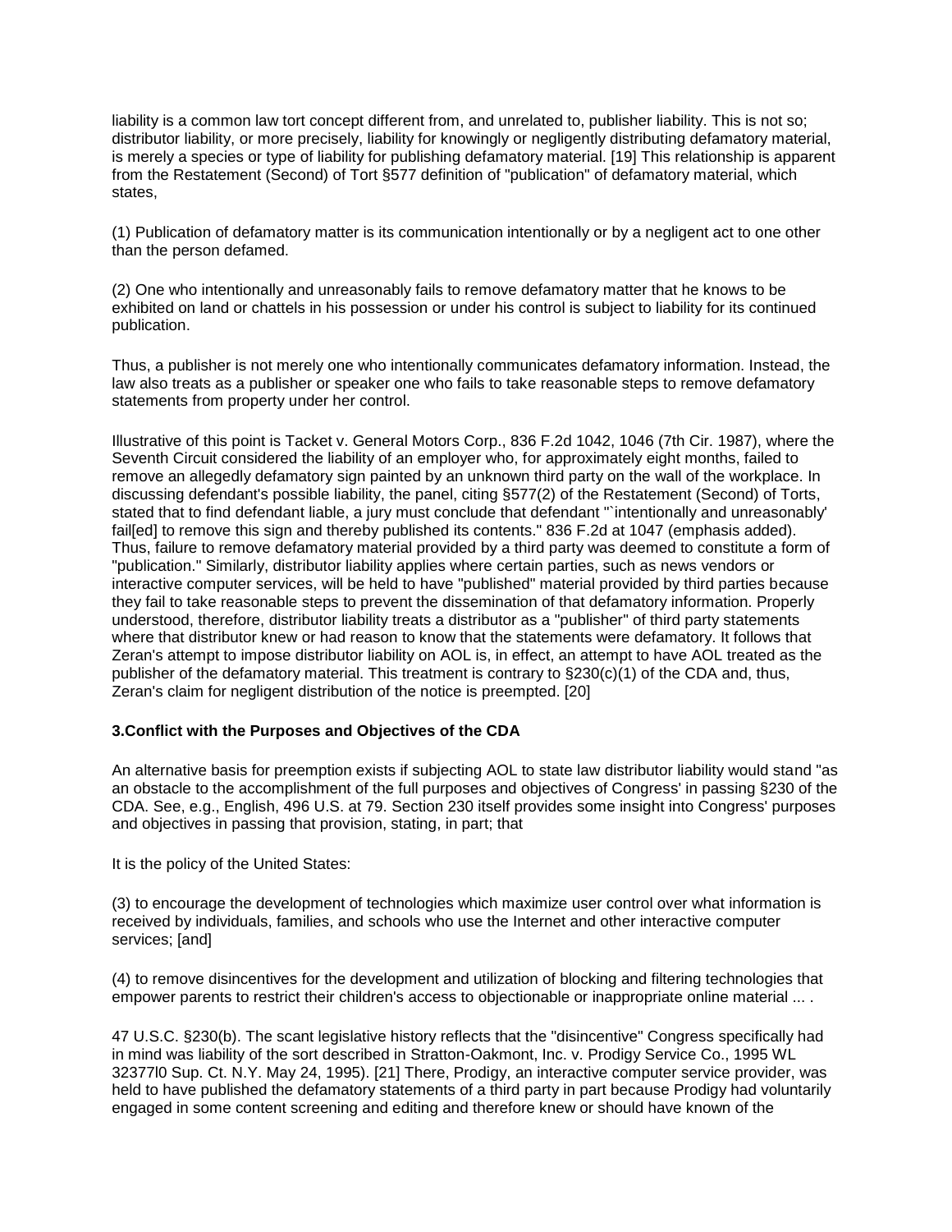liability is a common law tort concept different from, and unrelated to, publisher liability. This is not so; distributor liability, or more precisely, liability for knowingly or negligently distributing defamatory material, is merely a species or type of liability for publishing defamatory material. [19] This relationship is apparent from the Restatement (Second) of Tort §577 definition of "publication" of defamatory material, which states,

(1) Publication of defamatory matter is its communication intentionally or by a negligent act to one other than the person defamed.

(2) One who intentionally and unreasonably fails to remove defamatory matter that he knows to be exhibited on land or chattels in his possession or under his control is subject to liability for its continued publication.

Thus, a publisher is not merely one who intentionally communicates defamatory information. Instead, the law also treats as a publisher or speaker one who fails to take reasonable steps to remove defamatory statements from property under her control.

Illustrative of this point is Tacket v. General Motors Corp., 836 F.2d 1042, 1046 (7th Cir. 1987), where the Seventh Circuit considered the liability of an employer who, for approximately eight months, failed to remove an allegedly defamatory sign painted by an unknown third party on the wall of the workplace. In discussing defendant's possible liability, the panel, citing §577(2) of the Restatement (Second) of Torts, stated that to find defendant liable, a jury must conclude that defendant "`intentionally and unreasonably' fail[ed] to remove this sign and thereby published its contents." 836 F.2d at 1047 (emphasis added). Thus, failure to remove defamatory material provided by a third party was deemed to constitute a form of "publication." Similarly, distributor liability applies where certain parties, such as news vendors or interactive computer services, will be held to have "published" material provided by third parties because they fail to take reasonable steps to prevent the dissemination of that defamatory information. Properly understood, therefore, distributor liability treats a distributor as a "publisher" of third party statements where that distributor knew or had reason to know that the statements were defamatory. It follows that Zeran's attempt to impose distributor liability on AOL is, in effect, an attempt to have AOL treated as the publisher of the defamatory material. This treatment is contrary to §230(c)(1) of the CDA and, thus, Zeran's claim for negligent distribution of the notice is preempted. [20]

**3.Conflict with the Purposes and Objectives of the CDA**

An alternative basis for preemption exists if subjecting AOL to state law distributor liability would stand "as an obstacle to the accomplishment of the full purposes and objectives of Congress' in passing §230 of the CDA. See, e.g., English, 496 U.S. at 79. Section 230 itself provides some insight into Congress' purposes and objectives in passing that provision, stating, in part; that

It is the policy of the United States:

(3) to encourage the development of technologies which maximize user control over what information is received by individuals, families, and schools who use the Internet and other interactive computer services; [and]

(4) to remove disincentives for the development and utilization of blocking and filtering technologies that empower parents to restrict their children's access to objectionable or inappropriate online material ... .

47 U.S.C. §230(b). The scant legislative history reflects that the "disincentive" Congress specifically had in mind was liability of the sort described in Stratton-Oakmont, Inc. v. Prodigy Service Co., 1995 WL 32377l0 Sup. Ct. N.Y. May 24, 1995). [21] There, Prodigy, an interactive computer service provider, was held to have published the defamatory statements of a third party in part because Prodigy had voluntarily engaged in some content screening and editing and therefore knew or should have known of the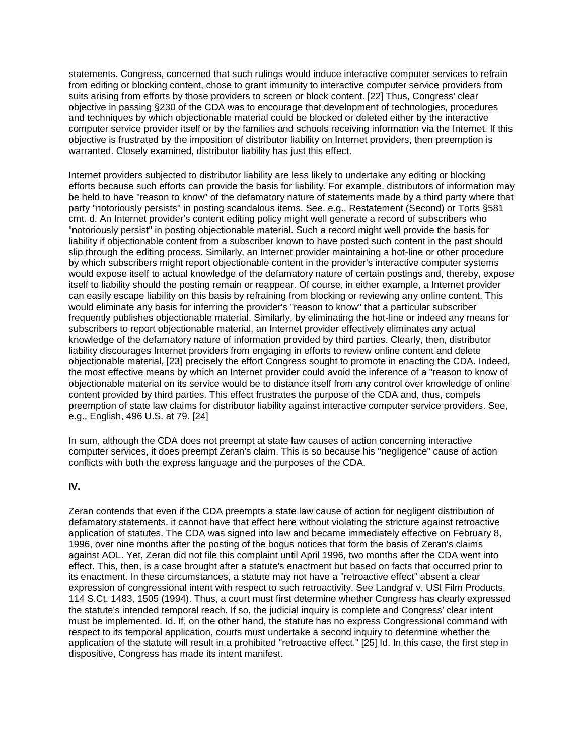statements. Congress, concerned that such rulings would induce interactive computer services to refrain from editing or blocking content, chose to grant immunity to interactive computer service providers from suits arising from efforts by those providers to screen or block content. [22] Thus, Congress' clear objective in passing §230 of the CDA was to encourage that development of technologies, procedures and techniques by which objectionable material could be blocked or deleted either by the interactive computer service provider itself or by the families and schools receiving information via the Internet. If this objective is frustrated by the imposition of distributor liability on Internet providers, then preemption is warranted. Closely examined, distributor liability has just this effect.

Internet providers subjected to distributor liability are less likely to undertake any editing or blocking efforts because such efforts can provide the basis for liability. For example, distributors of information may be held to have "reason to know" of the defamatory nature of statements made by a third party where that party "notoriously persists" in posting scandalous items. See. e.g., Restatement (Second) or Torts §581 cmt. d. An Internet provider's content editing policy might well generate a record of subscribers who "notoriously persist" in posting objectionable material. Such a record might well provide the basis for liability if objectionable content from a subscriber known to have posted such content in the past should slip through the editing process. Similarly, an Internet provider maintaining a hot-line or other procedure by which subscribers might report objectionable content in the provider's interactive computer systems would expose itself to actual knowledge of the defamatory nature of certain postings and, thereby, expose itself to liability should the posting remain or reappear. Of course, in either example, a Internet provider can easily escape liability on this basis by refraining from blocking or reviewing any online content. This would eliminate any basis for inferring the provider's "reason to know" that a particular subscriber frequently publishes objectionable material. Similarly, by eliminating the hot-line or indeed any means for subscribers to report objectionable material, an Internet provider effectively eliminates any actual knowledge of the defamatory nature of information provided by third parties. Clearly, then, distributor liability discourages Internet providers from engaging in efforts to review online content and delete objectionable material, [23] precisely the effort Congress sought to promote in enacting the CDA. Indeed, the most effective means by which an Internet provider could avoid the inference of a "reason to know of objectionable material on its service would be to distance itself from any control over knowledge of online content provided by third parties. This effect frustrates the purpose of the CDA and, thus, compels preemption of state law claims for distributor liability against interactive computer service providers. See, e.g., English, 496 U.S. at 79. [24]

In sum, although the CDA does not preempt at state law causes of action concerning interactive computer services, it does preempt Zeran's claim. This is so because his "negligence" cause of action conflicts with both the express language and the purposes of the CDA.

**IV.**

Zeran contends that even if the CDA preempts a state law cause of action for negligent distribution of defamatory statements, it cannot have that effect here without violating the stricture against retroactive application of statutes. The CDA was signed into law and became immediately effective on February 8, 1996, over nine months after the posting of the bogus notices that form the basis of Zeran's claims against AOL. Yet, Zeran did not file this complaint until April 1996, two months after the CDA went into effect. This, then, is a case brought after a statute's enactment but based on facts that occurred prior to its enactment. In these circumstances, a statute may not have a "retroactive effect" absent a clear expression of congressional intent with respect to such retroactivity. See Landgraf v. USI Film Products, 114 S.Ct. 1483, 1505 (1994). Thus, a court must first determine whether Congress has clearly expressed the statute's intended temporal reach. If so, the judicial inquiry is complete and Congress' clear intent must be implemented. Id. If, on the other hand, the statute has no express Congressional command with respect to its temporal application, courts must undertake a second inquiry to determine whether the application of the statute will result in a prohibited "retroactive effect." [25] Id. In this case, the first step in dispositive, Congress has made its intent manifest.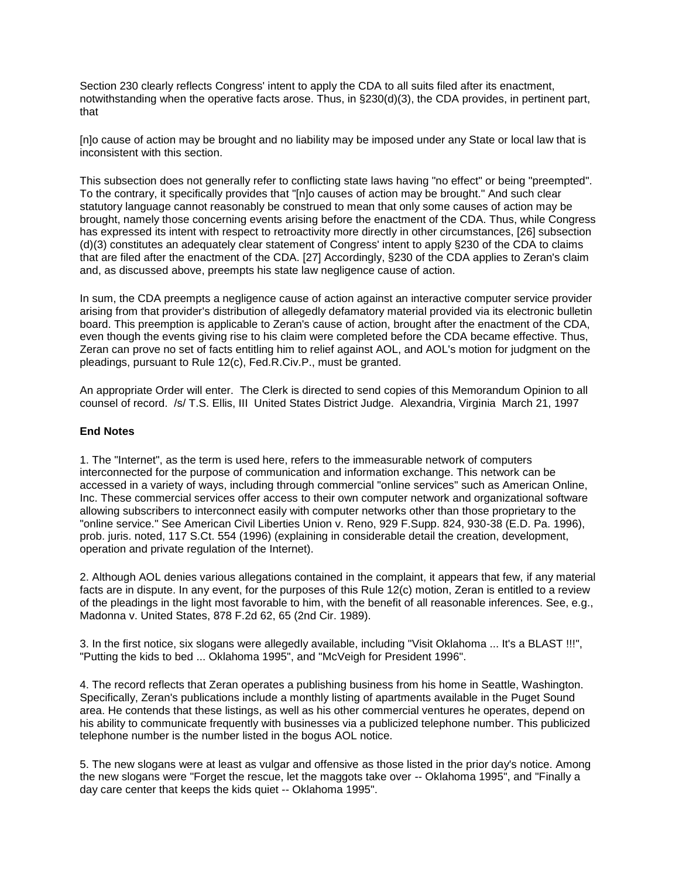Section 230 clearly reflects Congress' intent to apply the CDA to all suits filed after its enactment, notwithstanding when the operative facts arose. Thus, in §230(d)(3), the CDA provides, in pertinent part, that

[n]o cause of action may be brought and no liability may be imposed under any State or local law that is inconsistent with this section.

This subsection does not generally refer to conflicting state laws having "no effect" or being "preempted". To the contrary, it specifically provides that "[n]o causes of action may be brought." And such clear statutory language cannot reasonably be construed to mean that only some causes of action may be brought, namely those concerning events arising before the enactment of the CDA. Thus, while Congress has expressed its intent with respect to retroactivity more directly in other circumstances, [26] subsection (d)(3) constitutes an adequately clear statement of Congress' intent to apply §230 of the CDA to claims that are filed after the enactment of the CDA. [27] Accordingly, §230 of the CDA applies to Zeran's claim and, as discussed above, preempts his state law negligence cause of action.

In sum, the CDA preempts a negligence cause of action against an interactive computer service provider arising from that provider's distribution of allegedly defamatory material provided via its electronic bulletin board. This preemption is applicable to Zeran's cause of action, brought after the enactment of the CDA, even though the events giving rise to his claim were completed before the CDA became effective. Thus, Zeran can prove no set of facts entitling him to relief against AOL, and AOL's motion for judgment on the pleadings, pursuant to Rule 12(c), Fed.R.Civ.P., must be granted.

An appropriate Order will enter. The Clerk is directed to send copies of this Memorandum Opinion to all counsel of record. /s/ T.S. Ellis, III United States District Judge. Alexandria, Virginia March 21, 1997

**End Notes**

1. The "Internet", as the term is used here, refers to the immeasurable network of computers interconnected for the purpose of communication and information exchange. This network can be accessed in a variety of ways, including through commercial "online services" such as American Online, Inc. These commercial services offer access to their own computer network and organizational software allowing subscribers to interconnect easily with computer networks other than those proprietary to the "online service." See American Civil Liberties Union v. Reno, 929 F.Supp. 824, 930-38 (E.D. Pa. 1996), prob. juris. noted, 117 S.Ct. 554 (1996) (explaining in considerable detail the creation, development, operation and private regulation of the Internet).

2. Although AOL denies various allegations contained in the complaint, it appears that few, if any material facts are in dispute. In any event, for the purposes of this Rule 12(c) motion, Zeran is entitled to a review of the pleadings in the light most favorable to him, with the benefit of all reasonable inferences. See, e.g., Madonna v. United States, 878 F.2d 62, 65 (2nd Cir. 1989).

3. In the first notice, six slogans were allegedly available, including "Visit Oklahoma ... It's a BLAST !!!", "Putting the kids to bed ... Oklahoma 1995", and "McVeigh for President 1996".

4. The record reflects that Zeran operates a publishing business from his home in Seattle, Washington. Specifically, Zeran's publications include a monthly listing of apartments available in the Puget Sound area. He contends that these listings, as well as his other commercial ventures he operates, depend on his ability to communicate frequently with businesses via a publicized telephone number. This publicized telephone number is the number listed in the bogus AOL notice.

5. The new slogans were at least as vulgar and offensive as those listed in the prior day's notice. Among the new slogans were "Forget the rescue, let the maggots take over -- Oklahoma 1995", and "Finally a day care center that keeps the kids quiet -- Oklahoma 1995".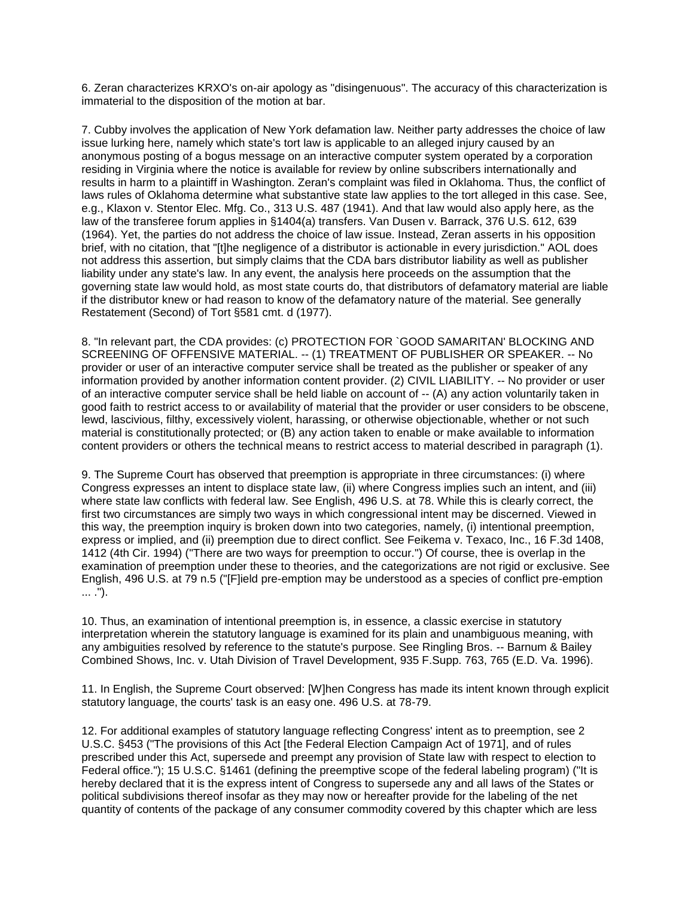6. Zeran characterizes KRXO's on-air apology as "disingenuous". The accuracy of this characterization is immaterial to the disposition of the motion at bar.

7. Cubby involves the application of New York defamation law. Neither party addresses the choice of law issue lurking here, namely which state's tort law is applicable to an alleged injury caused by an anonymous posting of a bogus message on an interactive computer system operated by a corporation residing in Virginia where the notice is available for review by online subscribers internationally and results in harm to a plaintiff in Washington. Zeran's complaint was filed in Oklahoma. Thus, the conflict of laws rules of Oklahoma determine what substantive state law applies to the tort alleged in this case. See, e.g., Klaxon v. Stentor Elec. Mfg. Co., 313 U.S. 487 (1941). And that law would also apply here, as the law of the transferee forum applies in §1404(a) transfers. Van Dusen v. Barrack, 376 U.S. 612, 639 (1964). Yet, the parties do not address the choice of law issue. Instead, Zeran asserts in his opposition brief, with no citation, that "[t]he negligence of a distributor is actionable in every jurisdiction." AOL does not address this assertion, but simply claims that the CDA bars distributor liability as well as publisher liability under any state's law. In any event, the analysis here proceeds on the assumption that the governing state law would hold, as most state courts do, that distributors of defamatory material are liable if the distributor knew or had reason to know of the defamatory nature of the material. See generally Restatement (Second) of Tort §581 cmt. d (1977).

8. "In relevant part, the CDA provides: (c) PROTECTION FOR `GOOD SAMARITAN' BLOCKING AND SCREENING OF OFFENSIVE MATERIAL. -- (1) TREATMENT OF PUBLISHER OR SPEAKER. -- No provider or user of an interactive computer service shall be treated as the publisher or speaker of any information provided by another information content provider. (2) CIVIL LIABILITY. -- No provider or user of an interactive computer service shall be held liable on account of -- (A) any action voluntarily taken in good faith to restrict access to or availability of material that the provider or user considers to be obscene, lewd, lascivious, filthy, excessively violent, harassing, or otherwise objectionable, whether or not such material is constitutionally protected; or (B) any action taken to enable or make available to information content providers or others the technical means to restrict access to material described in paragraph (1).

9. The Supreme Court has observed that preemption is appropriate in three circumstances: (i) where Congress expresses an intent to displace state law, (ii) where Congress implies such an intent, and (iii) where state law conflicts with federal law. See English, 496 U.S. at 78. While this is clearly correct, the first two circumstances are simply two ways in which congressional intent may be discerned. Viewed in this way, the preemption inquiry is broken down into two categories, namely, (i) intentional preemption, express or implied, and (ii) preemption due to direct conflict. See Feikema v. Texaco, Inc., 16 F.3d 1408, 1412 (4th Cir. 1994) ("There are two ways for preemption to occur.") Of course, thee is overlap in the examination of preemption under these to theories, and the categorizations are not rigid or exclusive. See English, 496 U.S. at 79 n.5 ("[F]ield pre-emption may be understood as a species of conflict pre-emption ... .").

10. Thus, an examination of intentional preemption is, in essence, a classic exercise in statutory interpretation wherein the statutory language is examined for its plain and unambiguous meaning, with any ambiguities resolved by reference to the statute's purpose. See Ringling Bros. -- Barnum & Bailey Combined Shows, Inc. v. Utah Division of Travel Development, 935 F.Supp. 763, 765 (E.D. Va. 1996).

11. In English, the Supreme Court observed: [W]hen Congress has made its intent known through explicit statutory language, the courts' task is an easy one. 496 U.S. at 78-79.

12. For additional examples of statutory language reflecting Congress' intent as to preemption, see 2 U.S.C. §453 ("The provisions of this Act [the Federal Election Campaign Act of 1971], and of rules prescribed under this Act, supersede and preempt any provision of State law with respect to election to Federal office."); 15 U.S.C. §1461 (defining the preemptive scope of the federal labeling program) ("It is hereby declared that it is the express intent of Congress to supersede any and all laws of the States or political subdivisions thereof insofar as they may now or hereafter provide for the labeling of the net quantity of contents of the package of any consumer commodity covered by this chapter which are less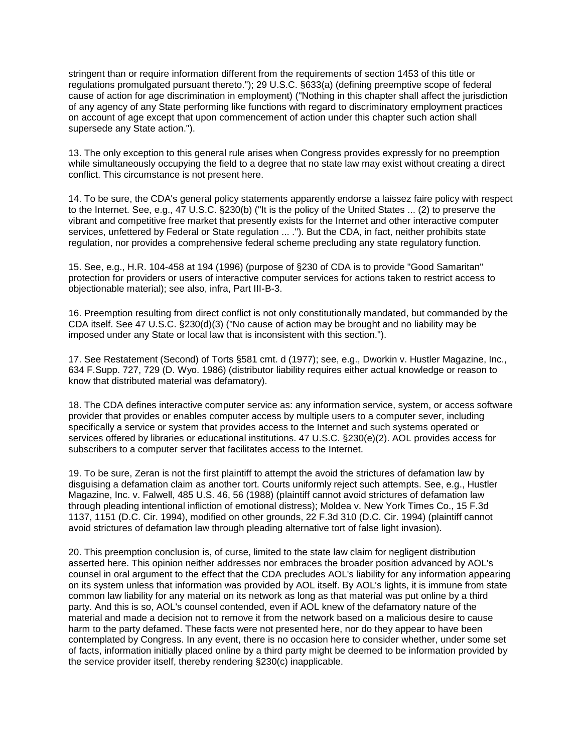stringent than or require information different from the requirements of section 1453 of this title or regulations promulgated pursuant thereto."); 29 U.S.C. §633(a) (defining preemptive scope of federal cause of action for age discrimination in employment) ("Nothing in this chapter shall affect the jurisdiction of any agency of any State performing like functions with regard to discriminatory employment practices on account of age except that upon commencement of action under this chapter such action shall supersede any State action.").

13. The only exception to this general rule arises when Congress provides expressly for no preemption while simultaneously occupying the field to a degree that no state law may exist without creating a direct conflict. This circumstance is not present here.

14. To be sure, the CDA's general policy statements apparently endorse a laissez faire policy with respect to the Internet. See, e.g., 47 U.S.C. §230(b) ("It is the policy of the United States ... (2) to preserve the vibrant and competitive free market that presently exists for the Internet and other interactive computer services, unfettered by Federal or State regulation ... ."). But the CDA, in fact, neither prohibits state regulation, nor provides a comprehensive federal scheme precluding any state regulatory function.

15. See, e.g., H.R. 104-458 at 194 (1996) (purpose of §230 of CDA is to provide "Good Samaritan" protection for providers or users of interactive computer services for actions taken to restrict access to objectionable material); see also, infra, Part III-B-3.

16. Preemption resulting from direct conflict is not only constitutionally mandated, but commanded by the CDA itself. See 47 U.S.C. §230(d)(3) ("No cause of action may be brought and no liability may be imposed under any State or local law that is inconsistent with this section.").

17. See Restatement (Second) of Torts §581 cmt. d (1977); see, e.g., Dworkin v. Hustler Magazine, Inc., 634 F.Supp. 727, 729 (D. Wyo. 1986) (distributor liability requires either actual knowledge or reason to know that distributed material was defamatory).

18. The CDA defines interactive computer service as: any information service, system, or access software provider that provides or enables computer access by multiple users to a computer sever, including specifically a service or system that provides access to the Internet and such systems operated or services offered by libraries or educational institutions. 47 U.S.C. §230(e)(2). AOL provides access for subscribers to a computer server that facilitates access to the Internet.

19. To be sure, Zeran is not the first plaintiff to attempt the avoid the strictures of defamation law by disguising a defamation claim as another tort. Courts uniformly reject such attempts. See, e.g., Hustler Magazine, Inc. v. Falwell, 485 U.S. 46, 56 (1988) (plaintiff cannot avoid strictures of defamation law through pleading intentional infliction of emotional distress); Moldea v. New York Times Co., 15 F.3d 1137, 1151 (D.C. Cir. 1994), modified on other grounds, 22 F.3d 310 (D.C. Cir. 1994) (plaintiff cannot avoid strictures of defamation law through pleading alternative tort of false light invasion).

20. This preemption conclusion is, of curse, limited to the state law claim for negligent distribution asserted here. This opinion neither addresses nor embraces the broader position advanced by AOL's counsel in oral argument to the effect that the CDA precludes AOL's liability for any information appearing on its system unless that information was provided by AOL itself. By AOL's lights, it is immune from state common law liability for any material on its network as long as that material was put online by a third party. And this is so, AOL's counsel contended, even if AOL knew of the defamatory nature of the material and made a decision not to remove it from the network based on a malicious desire to cause harm to the party defamed. These facts were not presented here, nor do they appear to have been contemplated by Congress. In any event, there is no occasion here to consider whether, under some set of facts, information initially placed online by a third party might be deemed to be information provided by the service provider itself, thereby rendering §230(c) inapplicable.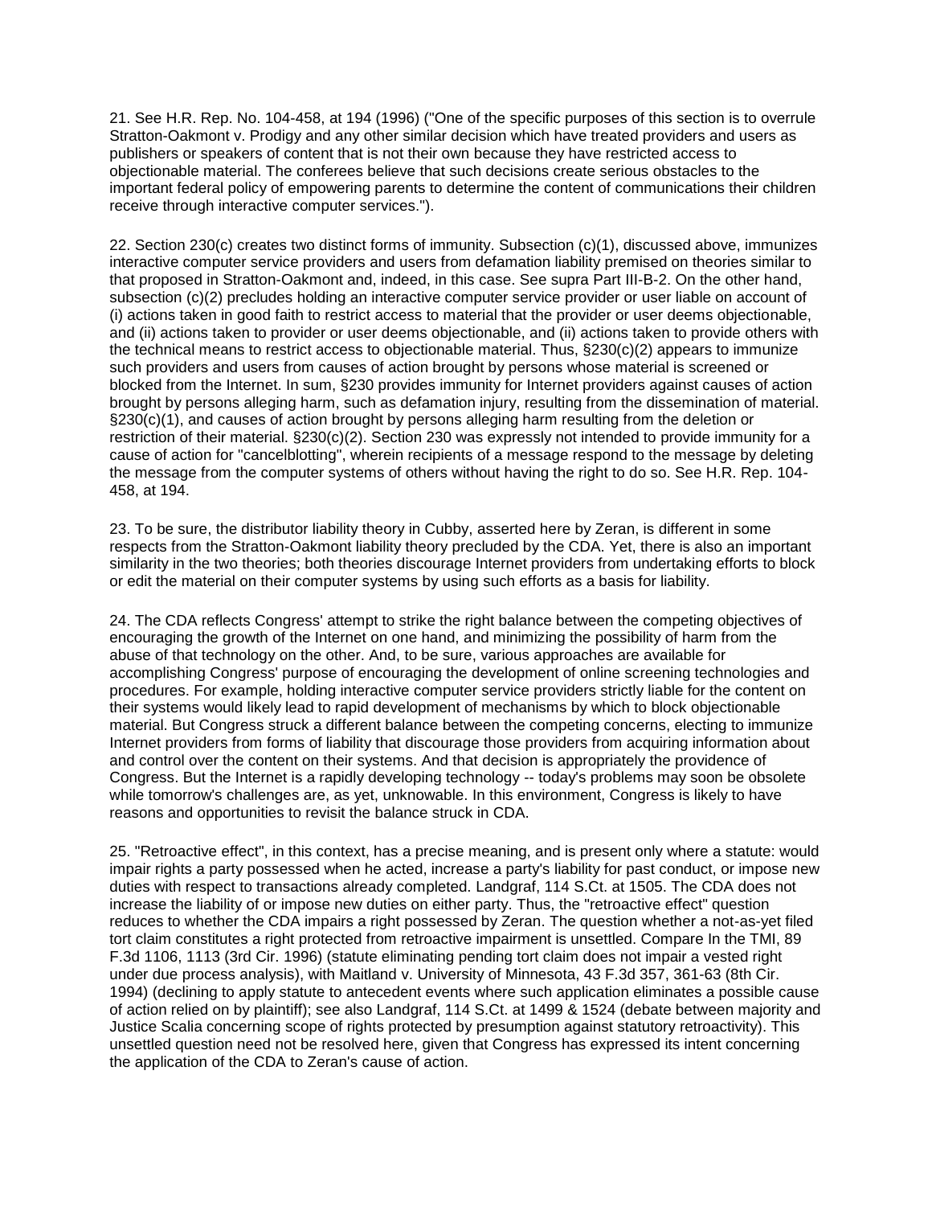21. See H.R. Rep. No. 104-458, at 194 (1996) ("One of the specific purposes of this section is to overrule Stratton-Oakmont v. Prodigy and any other similar decision which have treated providers and users as publishers or speakers of content that is not their own because they have restricted access to objectionable material. The conferees believe that such decisions create serious obstacles to the important federal policy of empowering parents to determine the content of communications their children receive through interactive computer services.").

22. Section 230(c) creates two distinct forms of immunity. Subsection (c)(1), discussed above, immunizes interactive computer service providers and users from defamation liability premised on theories similar to that proposed in Stratton-Oakmont and, indeed, in this case. See supra Part III-B-2. On the other hand, subsection (c)(2) precludes holding an interactive computer service provider or user liable on account of (i) actions taken in good faith to restrict access to material that the provider or user deems objectionable, and (ii) actions taken to provider or user deems objectionable, and (ii) actions taken to provide others with the technical means to restrict access to objectionable material. Thus, §230(c)(2) appears to immunize such providers and users from causes of action brought by persons whose material is screened or blocked from the Internet. In sum, §230 provides immunity for Internet providers against causes of action brought by persons alleging harm, such as defamation injury, resulting from the dissemination of material. §230(c)(1), and causes of action brought by persons alleging harm resulting from the deletion or restriction of their material. §230(c)(2). Section 230 was expressly not intended to provide immunity for a cause of action for "cancelblotting", wherein recipients of a message respond to the message by deleting the message from the computer systems of others without having the right to do so. See H.R. Rep. 104-458, at 194.

23. To be sure, the distributor liability theory in Cubby, asserted here by Zeran, is different in some respects from the Stratton-Oakmont liability theory precluded by the CDA. Yet, there is also an important similarity in the two theories; both theories discourage Internet providers from undertaking efforts to block or edit the material on their computer systems by using such efforts as a basis for liability.

24. The CDA reflects Congress' attempt to strike the right balance between the competing objectives of encouraging the growth of the Internet on one hand, and minimizing the possibility of harm from the abuse of that technology on the other. And, to be sure, various approaches are available for accomplishing Congress' purpose of encouraging the development of online screening technologies and procedures. For example, holding interactive computer service providers strictly liable for the content on their systems would likely lead to rapid development of mechanisms by which to block objectionable material. But Congress struck a different balance between the competing concerns, electing to immunize Internet providers from forms of liability that discourage those providers from acquiring information about and control over the content on their systems. And that decision is appropriately the providence of Congress. But the Internet is a rapidly developing technology -- today's problems may soon be obsolete while tomorrow's challenges are, as yet, unknowable. In this environment, Congress is likely to have reasons and opportunities to revisit the balance struck in CDA.

25. "Retroactive effect", in this context, has a precise meaning, and is present only where a statute: would impair rights a party possessed when he acted, increase a party's liability for past conduct, or impose new duties with respect to transactions already completed. Landgraf, 114 S.Ct. at 1505. The CDA does not increase the liability of or impose new duties on either party. Thus, the "retroactive effect" question reduces to whether the CDA impairs a right possessed by Zeran. The question whether a not-as-yet filed tort claim constitutes a right protected from retroactive impairment is unsettled. Compare In the TMI, 89 F.3d 1106, 1113 (3rd Cir. 1996) (statute eliminating pending tort claim does not impair a vested right under due process analysis), with Maitland v. University of Minnesota, 43 F.3d 357, 361-63 (8th Cir. 1994) (declining to apply statute to antecedent events where such application eliminates a possible cause of action relied on by plaintiff); see also Landgraf, 114 S.Ct. at 1499 & 1524 (debate between majority and Justice Scalia concerning scope of rights protected by presumption against statutory retroactivity). This unsettled question need not be resolved here, given that Congress has expressed its intent concerning the application of the CDA to Zeran's cause of action.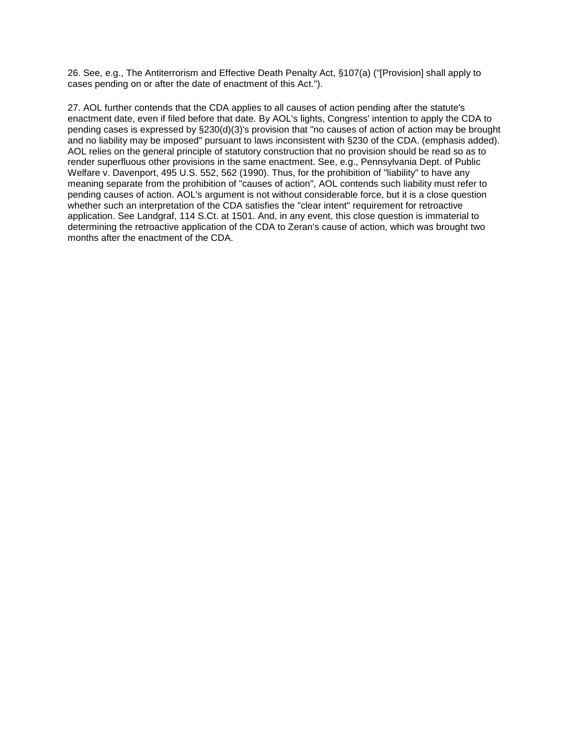26. See, e.g., The Antiterrorism and Effective Death Penalty Act, §107(a) ("[Provision] shall apply to cases pending on or after the date of enactment of this Act.").

27. AOL further contends that the CDA applies to all causes of action pending after the statute's enactment date, even if filed before that date. By AOL's lights, Congress' intention to apply the CDA to pending cases is expressed by §230(d)(3)'s provision that "no causes of action of action may be brought and no liability may be imposed" pursuant to laws inconsistent with §230 of the CDA. (emphasis added). AOL relies on the general principle of statutory construction that no provision should be read so as to render superfluous other provisions in the same enactment. See, e.g., Pennsylvania Dept. of Public Welfare v. Davenport, 495 U.S. 552, 562 (1990). Thus, for the prohibition of "liability" to have any meaning separate from the prohibition of "causes of action", AOL contends such liability must refer to pending causes of action. AOL's argument is not without considerable force, but it is a close question whether such an interpretation of the CDA satisfies the "clear intent" requirement for retroactive application. See Landgraf, 114 S.Ct. at 1501. And, in any event, this close question is immaterial to determining the retroactive application of the CDA to Zeran's cause of action, which was brought two months after the enactment of the CDA.